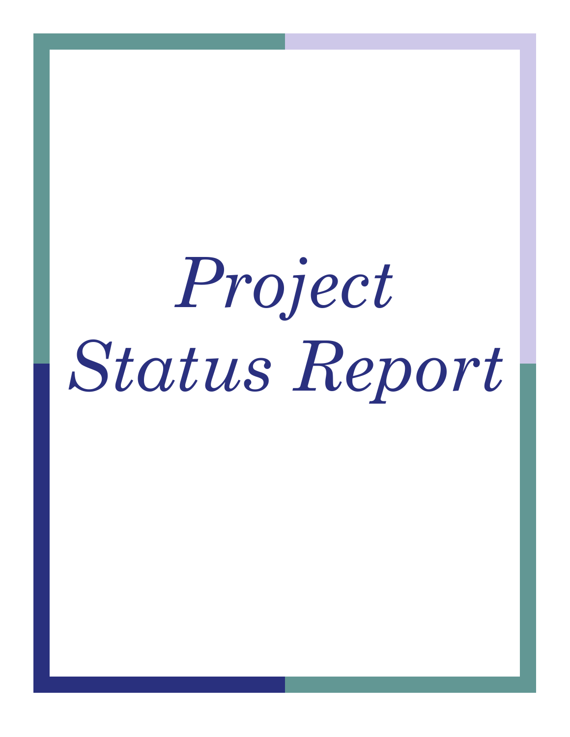# *Project Status Report*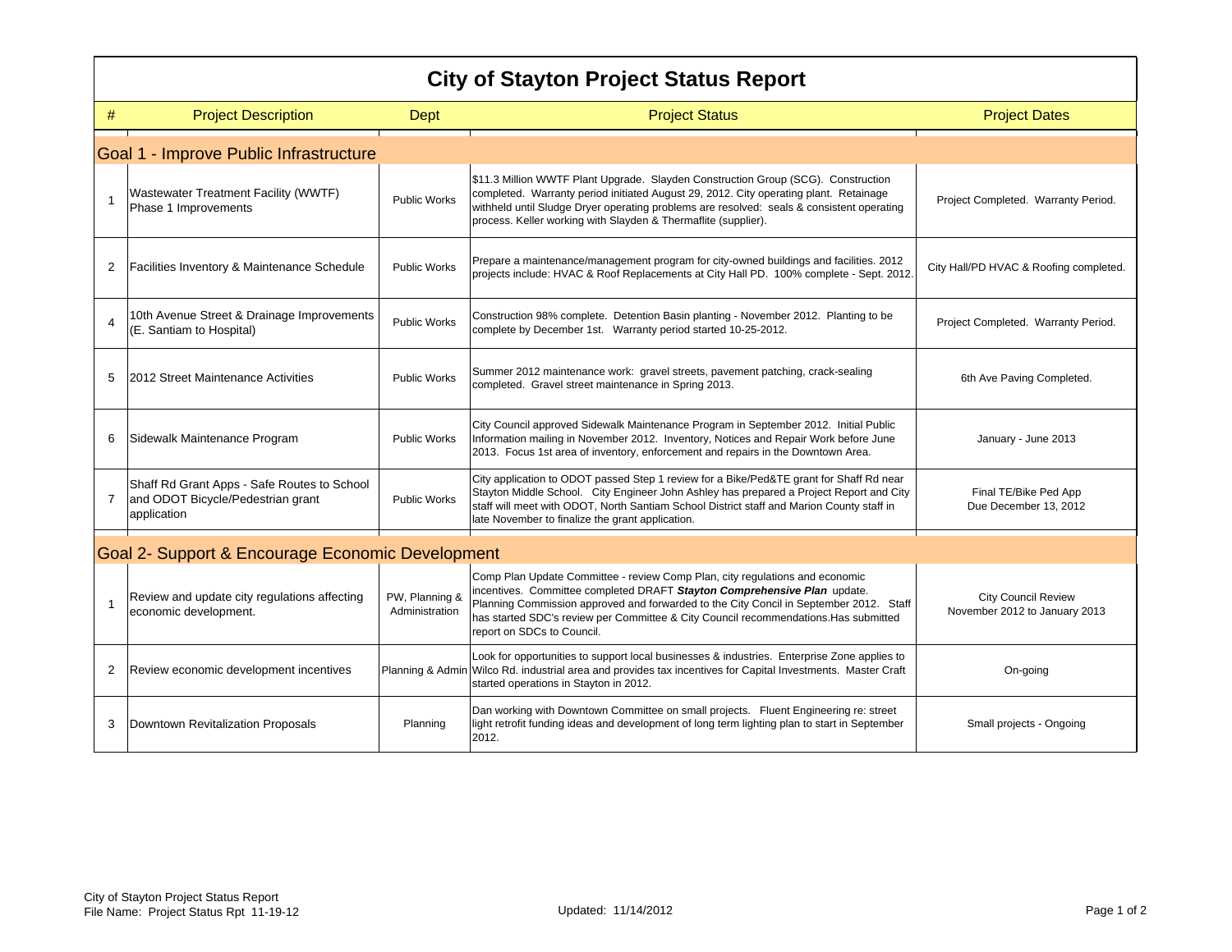# City of Stayton Project Status Report

| # | Project Description | Dept | Project Status | Project Dates |
|---|---|---|---|---|
| **Goal 1 - Improve Public Infrastructure** | | | | |
| 1 | Wastewater Treatment Facility (WWTF) Phase 1 Improvements | Public Works | $11.3 Million WWTF Plant Upgrade. Slayden Construction Group (SCG). Construction completed. Warranty period initiated August 29, 2012. City operating plant. Retainage withheld until Sludge Dryer operating problems are resolved: seals & consistent operating process. Keller working with Slayden & Thermaflite (supplier). | Project Completed. Warranty Period. |
| 2 | Facilities Inventory & Maintenance Schedule | Public Works | Prepare a maintenance/management program for city-owned buildings and facilities. 2012 projects include: HVAC & Roof Replacements at City Hall PD. 100% complete - Sept. 2012. | City Hall/PD HVAC & Roofing completed. |
| 4 | 10th Avenue Street & Drainage Improvements (E. Santiam to Hospital) | Public Works | Construction 98% complete. Detention Basin planting - November 2012. Planting to be complete by December 1st. Warranty period started 10-25-2012. | Project Completed. Warranty Period. |
| 5 | 2012 Street Maintenance Activities | Public Works | Summer 2012 maintenance work: gravel streets, pavement patching, crack-sealing completed. Gravel street maintenance in Spring 2013. | 6th Ave Paving Completed. |
| 6 | Sidewalk Maintenance Program | Public Works | City Council approved Sidewalk Maintenance Program in September 2012. Initial Public Information mailing in November 2012. Inventory, Notices and Repair Work before June 2013. Focus 1st area of inventory, enforcement and repairs in the Downtown Area. | January - June 2013 |
| 7 | Shaff Rd Grant Apps - Safe Routes to School and ODOT Bicycle/Pedestrian grant application | Public Works | City application to ODOT passed Step 1 review for a Bike/Ped&TE grant for Shaff Rd near Stayton Middle School. City Engineer John Ashley has prepared a Project Report and City staff will meet with ODOT, North Santiam School District staff and Marion County staff in late November to finalize the grant application. | Final TE/Bike Ped App Due December 13, 2012 |
| **Goal 2- Support & Encourage Economic Development** | | | | |
| 1 | Review and update city regulations affecting economic development. | PW, Planning & Administration | Comp Plan Update Committee - review Comp Plan, city regulations and economic incentives. Committee completed DRAFT ***Stayton Comprehensive Plan*** update. Planning Commission approved and forwarded to the City Concil in September 2012. Staff has started SDC's review per Committee & City Council recommendations.Has submitted report on SDCs to Council. | City Council Review November 2012 to January 2013 |
| 2 | Review economic development incentives | Planning & Admin | Look for opportunities to support local businesses & industries. Enterprise Zone applies to Wilco Rd. industrial area and provides tax incentives for Capital Investments. Master Craft started operations in Stayton in 2012. | On-going |
| 3 | Downtown Revitalization Proposals | Planning | Dan working with Downtown Committee on small projects. Fluent Engineering re: street light retrofit funding ideas and development of long term lighting plan to start in September 2012. | Small projects - Ongoing |

City of Stayton Project Status Report
File Name: Project Status Rpt 11-19-12

Updated: 11/14/2012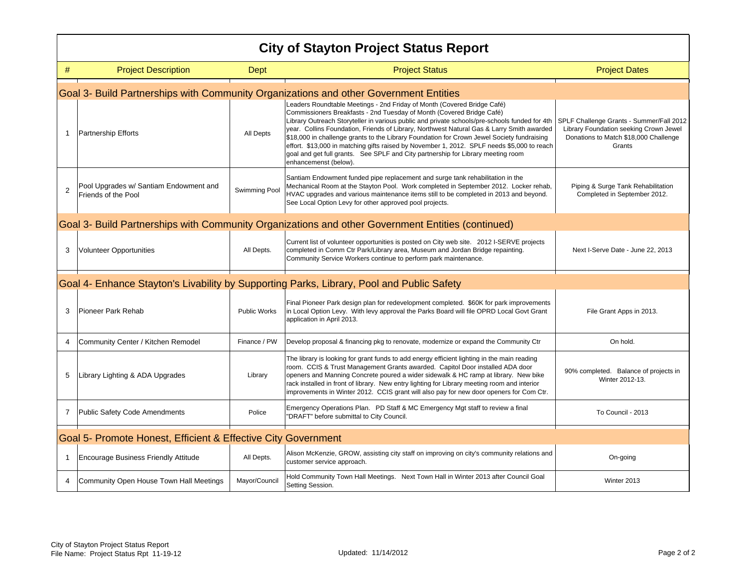# City of Stayton Project Status Report

| # | Project Description | Dept | Project Status | Project Dates |
|---|---|---|---|---|
| **Goal 3- Build Partnerships with Community Organizations and other Government Entities** | | | | |
| 1 | Partnership Efforts | All Depts | Leaders Roundtable Meetings - 2nd Friday of Month (Covered Bridge Café)<br>Commissioners Breakfasts - 2nd Tuesday of Month (Covered Bridge Café)<br>Library Outreach Storyteller in various public and private schools/pre-schools funded for 4th year. Collins Foundation, Friends of Library, Northwest Natural Gas & Larry Smith awarded $18,000 in challenge grants to the Library Foundation for Crown Jewel Society fundraising effort. $13,000 in matching gifts raised by November 1, 2012. SPLF needs $5,000 to reach goal and get full grants. See SPLF and City partnership for Library meeting room enhancemenst (below). | SPLF Challenge Grants - Summer/Fall 2012 Library Foundation seeking Crown Jewel Donations to Match $18,000 Challenge Grants |
| 2 | Pool Upgrades w/ Santiam Endowment and Friends of the Pool | Swimming Pool | Santiam Endowment funded pipe replacement and surge tank rehabilitation in the Mechanical Room at the Stayton Pool. Work completed in September 2012. Locker rehab, HVAC upgrades and various maintenance items still to be completed in 2013 and beyond. See Local Option Levy for other approved pool projects. | Piping & Surge Tank Rehabilitation Completed in September 2012. |
| **Goal 3- Build Partnerships with Community Organizations and other Government Entities (continued)** | | | | |
| 3 | Volunteer Opportunities | All Depts. | Current list of volunteer opportunities is posted on City web site. 2012 I-SERVE projects completed in Comm Ctr Park/Library area, Museum and Jordan Bridge repainting. Community Service Workers continue to perform park maintenance. | Next I-Serve Date - June 22, 2013 |
| **Goal 4- Enhance Stayton's Livability by Supporting Parks, Library, Pool and Public Safety** | | | | |
| 3 | Pioneer Park Rehab | Public Works | Final Pioneer Park design plan for redevelopment completed. $60K for park improvements in Local Option Levy. With levy approval the Parks Board will file OPRD Local Govt Grant application in April 2013. | File Grant Apps in 2013. |
| 4 | Community Center / Kitchen Remodel | Finance / PW | Develop proposal & financing pkg to renovate, modernize or expand the Community Ctr | On hold. |
| 5 | Library Lighting & ADA Upgrades | Library | The library is looking for grant funds to add energy efficient lighting in the main reading room. CCIS & Trust Management Grants awarded. Capitol Door installed ADA door openers and Manning Concrete poured a wider sidewalk & HC ramp at library. New bike rack installed in front of library. New entry lighting for Library meeting room and interior improvements in Winter 2012. CCIS grant will also pay for new door openers for Com Ctr. | 90% completed. Balance of projects in Winter 2012-13. |
| 7 | Public Safety Code Amendments | Police | Emergency Operations Plan. PD Staff & MC Emergency Mgt staff to review a final "DRAFT" before submittal to City Council. | To Council - 2013 |
| **Goal 5- Promote Honest, Efficient & Effective City Government** | | | | |
| 1 | Encourage Business Friendly Attitude | All Depts. | Alison McKenzie, GROW, assisting city staff on improving on city's community relations and customer service approach. | On-going |
| 4 | Community Open House Town Hall Meetings | Mayor/Council | Hold Community Town Hall Meetings. Next Town Hall in Winter 2013 after Council Goal Setting Session. | Winter 2013 |

City of Stayton Project Status Report
File Name: Project Status Rpt 11-19-12

Updated: 11/14/2012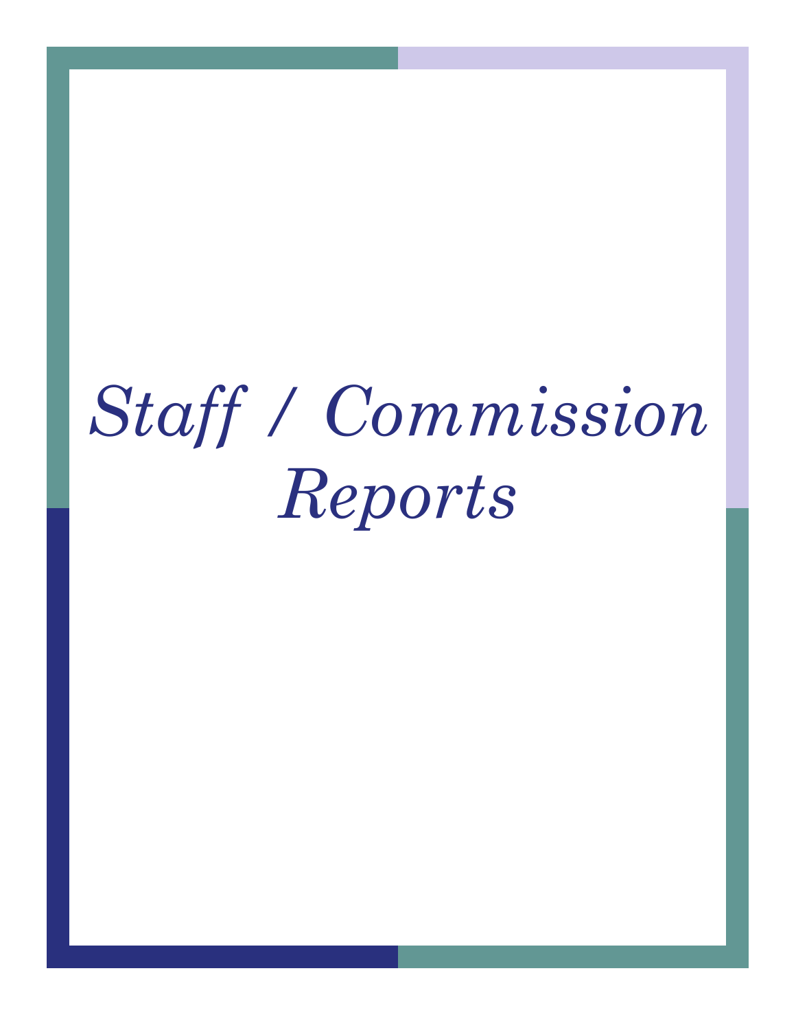# *Staff / Commission Reports*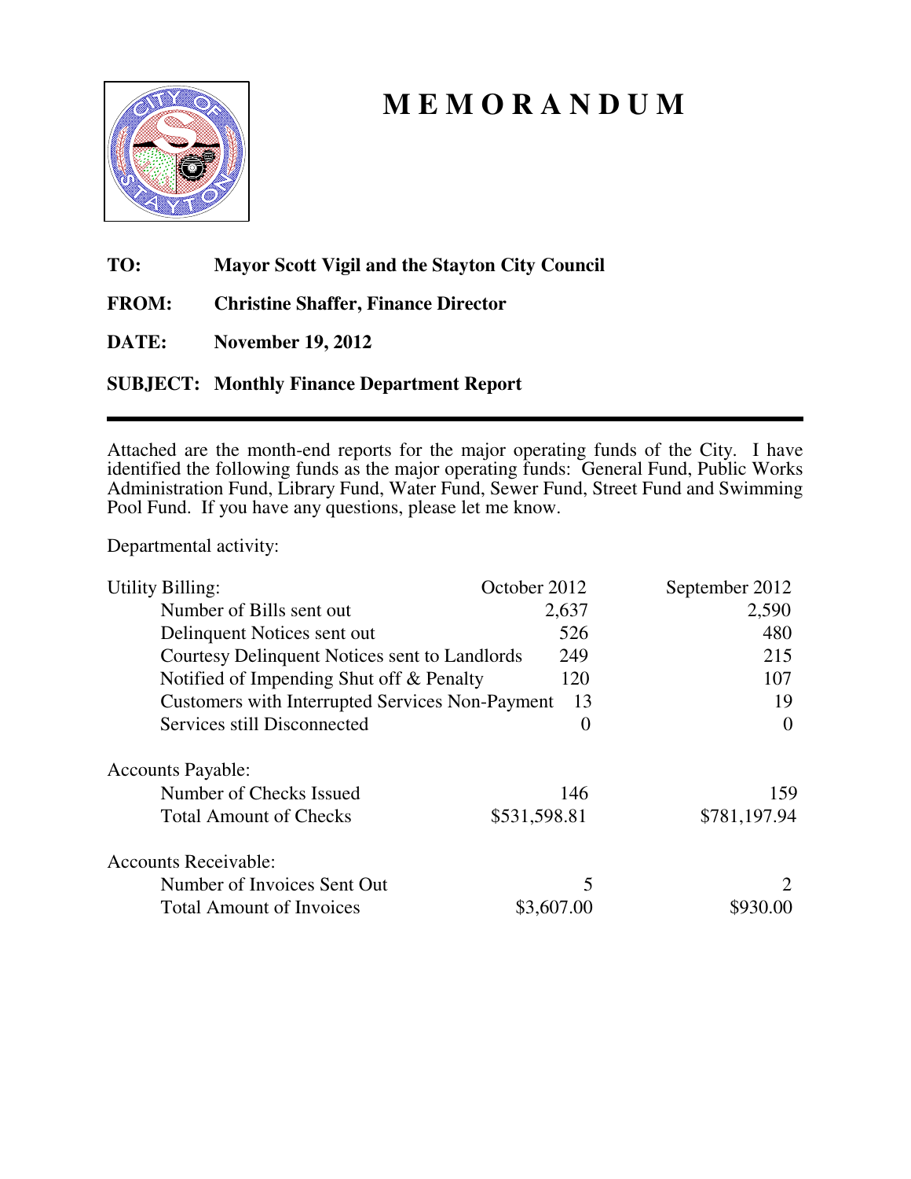# M E M O R A N D U M

**TO:** **Mayor Scott Vigil and the Stayton City Council**

**FROM:** **Christine Shaffer, Finance Director**

**DATE:** **November 19, 2012**

**SUBJECT:** **Monthly Finance Department Report**

---

Attached are the month-end reports for the major operating funds of the City. I have identified the following funds as the major operating funds: General Fund, Public Works Administration Fund, Library Fund, Water Fund, Sewer Fund, Street Fund and Swimming Pool Fund. If you have any questions, please let me know.

Departmental activity:

| | October 2012 | September 2012 |
|---|---|---|
| Utility Billing: | | |
| Number of Bills sent out | 2,637 | 2,590 |
| Delinquent Notices sent out | 526 | 480 |
| Courtesy Delinquent Notices sent to Landlords | 249 | 215 |
| Notified of Impending Shut off & Penalty | 120 | 107 |
| Customers with Interrupted Services Non-Payment | 13 | 19 |
| Services still Disconnected | 0 | 0 |
| Accounts Payable: | | |
| Number of Checks Issued | 146 | 159 |
| Total Amount of Checks | $531,598.81 | $781,197.94 |
| Accounts Receivable: | | |
| Number of Invoices Sent Out | 5 | 2 |
| Total Amount of Invoices | $3,607.00 | $930.00 |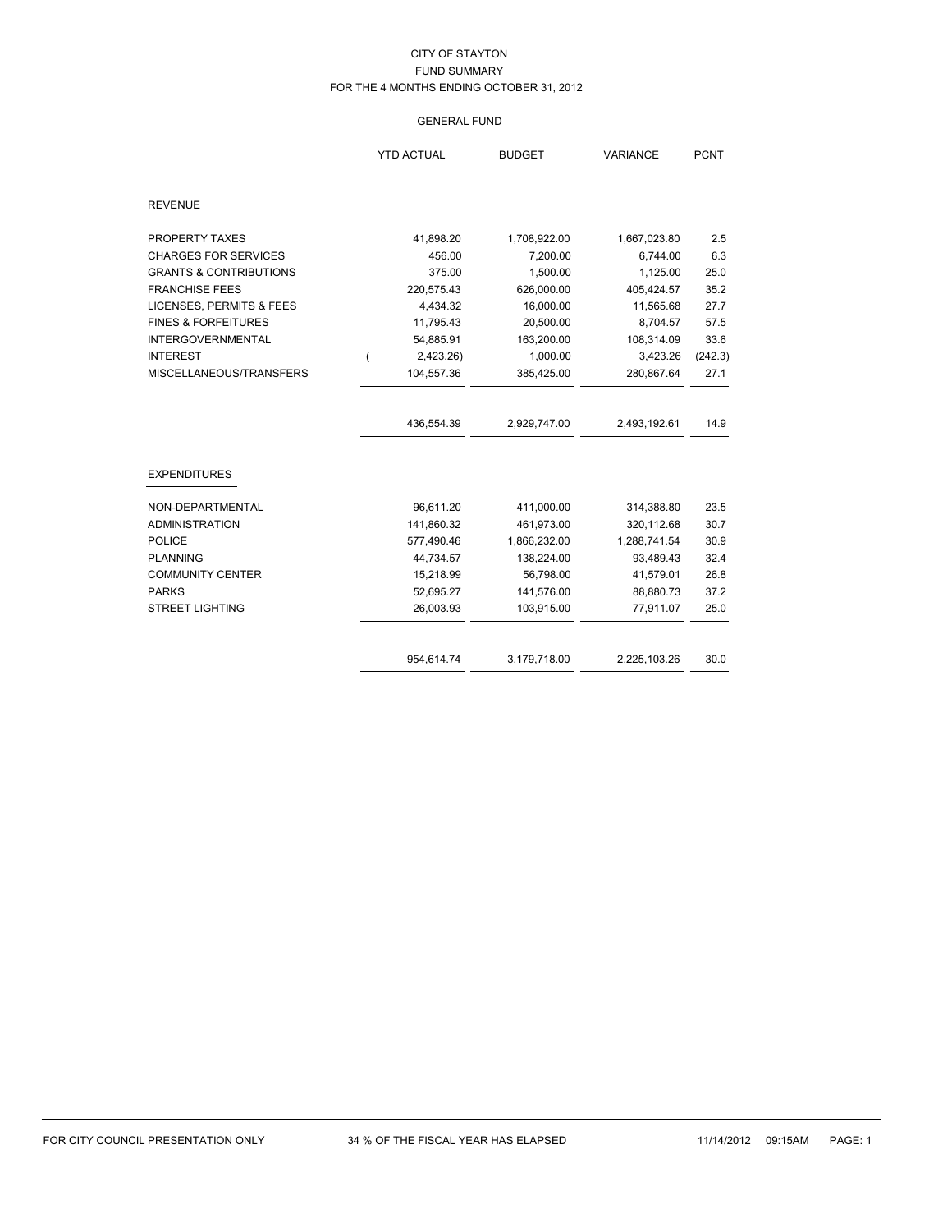# CITY OF STAYTON

## FUND SUMMARY

### FOR THE 4 MONTHS ENDING OCTOBER 31, 2012

#### GENERAL FUND

| | YTD ACTUAL | BUDGET | VARIANCE | PCNT |
|---|---|---|---|---|
| **REVENUE** | | | | |
| PROPERTY TAXES | 41,898.20 | 1,708,922.00 | 1,667,023.80 | 2.5 |
| CHARGES FOR SERVICES | 456.00 | 7,200.00 | 6,744.00 | 6.3 |
| GRANTS & CONTRIBUTIONS | 375.00 | 1,500.00 | 1,125.00 | 25.0 |
| FRANCHISE FEES | 220,575.43 | 626,000.00 | 405,424.57 | 35.2 |
| LICENSES, PERMITS & FEES | 4,434.32 | 16,000.00 | 11,565.68 | 27.7 |
| FINES & FORFEITURES | 11,795.43 | 20,500.00 | 8,704.57 | 57.5 |
| INTERGOVERNMENTAL | 54,885.91 | 163,200.00 | 108,314.09 | 33.6 |
| INTEREST | ( 2,423.26) | 1,000.00 | 3,423.26 | (242.3) |
| MISCELLANEOUS/TRANSFERS | 104,557.36 | 385,425.00 | 280,867.64 | 27.1 |
| | 436,554.39 | 2,929,747.00 | 2,493,192.61 | 14.9 |
| **EXPENDITURES** | | | | |
| NON-DEPARTMENTAL | 96,611.20 | 411,000.00 | 314,388.80 | 23.5 |
| ADMINISTRATION | 141,860.32 | 461,973.00 | 320,112.68 | 30.7 |
| POLICE | 577,490.46 | 1,866,232.00 | 1,288,741.54 | 30.9 |
| PLANNING | 44,734.57 | 138,224.00 | 93,489.43 | 32.4 |
| COMMUNITY CENTER | 15,218.99 | 56,798.00 | 41,579.01 | 26.8 |
| PARKS | 52,695.27 | 141,576.00 | 88,880.73 | 37.2 |
| STREET LIGHTING | 26,003.93 | 103,915.00 | 77,911.07 | 25.0 |
| | 954,614.74 | 3,179,718.00 | 2,225,103.26 | 30.0 |

FOR CITY COUNCIL PRESENTATION ONLY    34 % OF THE FISCAL YEAR HAS ELAPSED    11/14/2012 09:15AM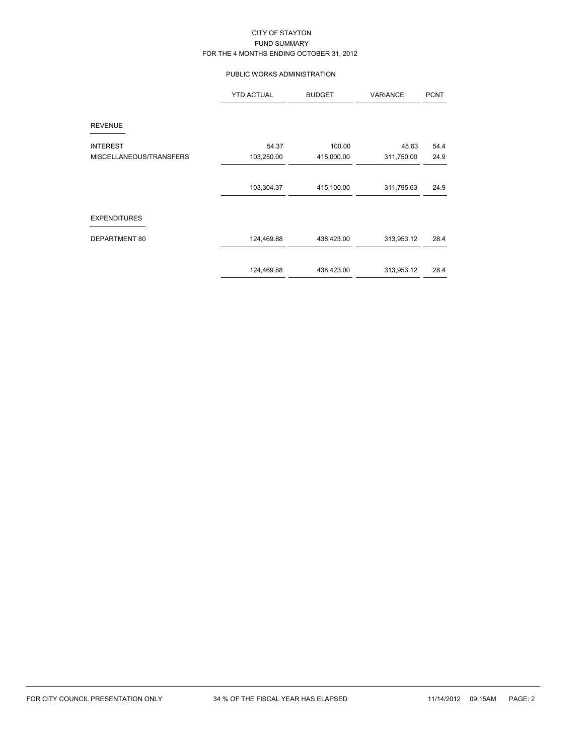# CITY OF STAYTON
## FUND SUMMARY
### FOR THE 4 MONTHS ENDING OCTOBER 31, 2012

#### PUBLIC WORKS ADMINISTRATION

| | YTD ACTUAL | BUDGET | VARIANCE | PCNT |
|---|---|---|---|---|
| **REVENUE** | | | | |
| INTEREST | 54.37 | 100.00 | 45.63 | 54.4 |
| MISCELLANEOUS/TRANSFERS | 103,250.00 | 415,000.00 | 311,750.00 | 24.9 |
| | 103,304.37 | 415,100.00 | 311,795.63 | 24.9 |
| **EXPENDITURES** | | | | |
| DEPARTMENT 80 | 124,469.88 | 438,423.00 | 313,953.12 | 28.4 |
| | 124,469.88 | 438,423.00 | 313,953.12 | 28.4 |

FOR CITY COUNCIL PRESENTATION ONLY 34 % OF THE FISCAL YEAR HAS ELAPSED 11/14/2012 09:15AM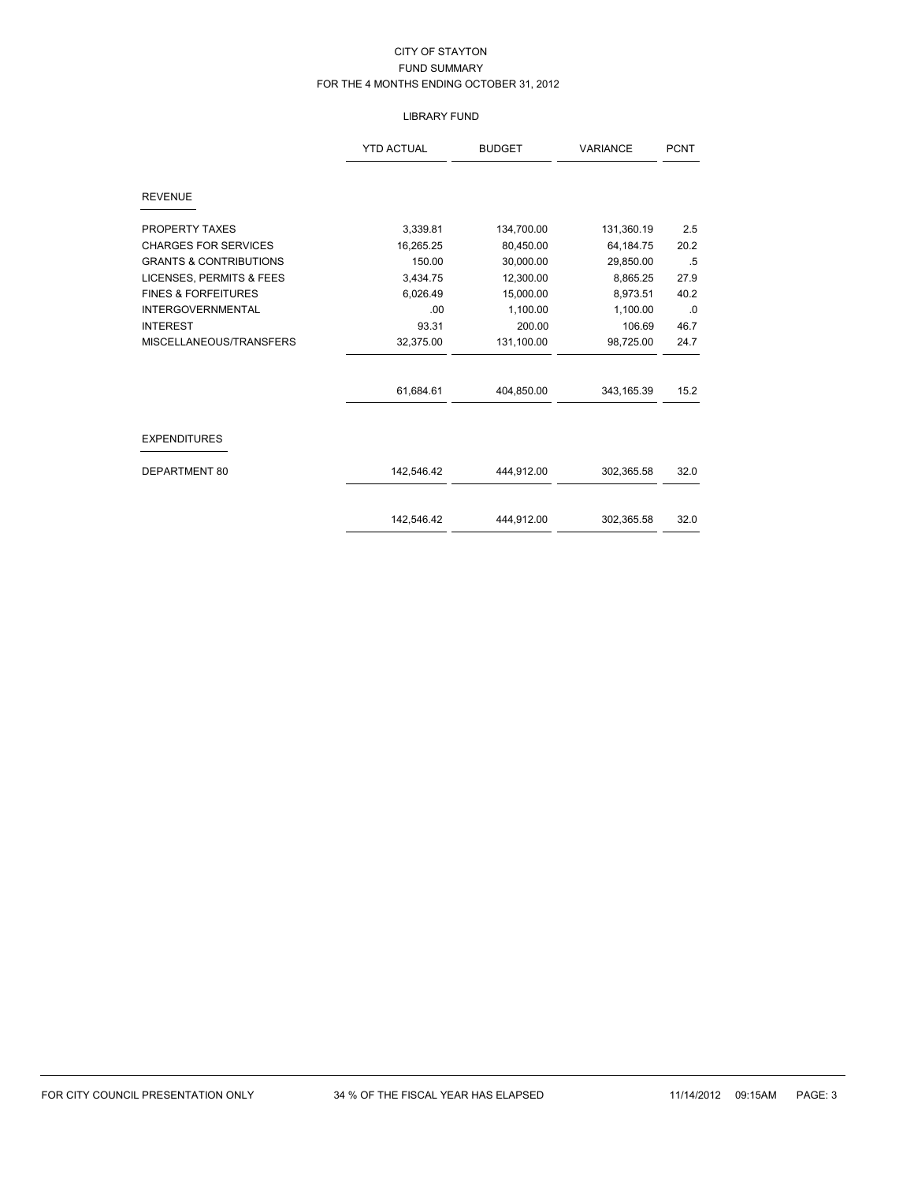# CITY OF STAYTON

## FUND SUMMARY

### FOR THE 4 MONTHS ENDING OCTOBER 31, 2012

#### LIBRARY FUND

| | YTD ACTUAL | BUDGET | VARIANCE | PCNT |
|---|---|---|---|---|
| **REVENUE** | | | | |
| PROPERTY TAXES | 3,339.81 | 134,700.00 | 131,360.19 | 2.5 |
| CHARGES FOR SERVICES | 16,265.25 | 80,450.00 | 64,184.75 | 20.2 |
| GRANTS & CONTRIBUTIONS | 150.00 | 30,000.00 | 29,850.00 | .5 |
| LICENSES, PERMITS & FEES | 3,434.75 | 12,300.00 | 8,865.25 | 27.9 |
| FINES & FORFEITURES | 6,026.49 | 15,000.00 | 8,973.51 | 40.2 |
| INTERGOVERNMENTAL | .00 | 1,100.00 | 1,100.00 | .0 |
| INTEREST | 93.31 | 200.00 | 106.69 | 46.7 |
| MISCELLANEOUS/TRANSFERS | 32,375.00 | 131,100.00 | 98,725.00 | 24.7 |
| | 61,684.61 | 404,850.00 | 343,165.39 | 15.2 |
| **EXPENDITURES** | | | | |
| DEPARTMENT 80 | 142,546.42 | 444,912.00 | 302,365.58 | 32.0 |
| | 142,546.42 | 444,912.00 | 302,365.58 | 32.0 |

FOR CITY COUNCIL PRESENTATION ONLY 34 % OF THE FISCAL YEAR HAS ELAPSED 11/14/2012 09:15AM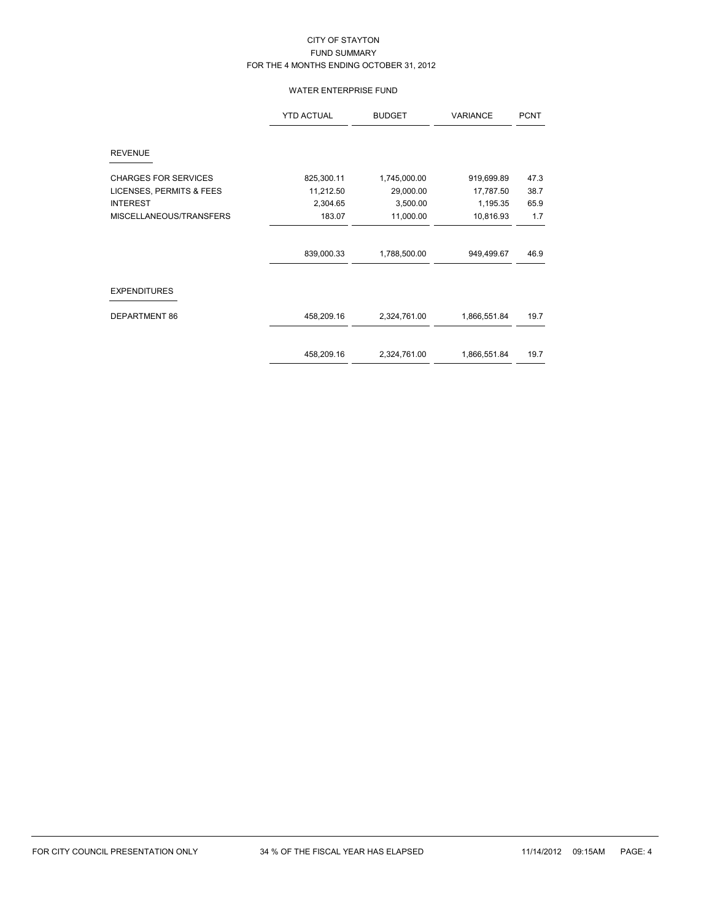# CITY OF STAYTON
## FUND SUMMARY
### FOR THE 4 MONTHS ENDING OCTOBER 31, 2012

#### WATER ENTERPRISE FUND

| | YTD ACTUAL | BUDGET | VARIANCE | PCNT |
|---|---|---|---|---|
| **REVENUE** | | | | |
| CHARGES FOR SERVICES | 825,300.11 | 1,745,000.00 | 919,699.89 | 47.3 |
| LICENSES, PERMITS & FEES | 11,212.50 | 29,000.00 | 17,787.50 | 38.7 |
| INTEREST | 2,304.65 | 3,500.00 | 1,195.35 | 65.9 |
| MISCELLANEOUS/TRANSFERS | 183.07 | 11,000.00 | 10,816.93 | 1.7 |
| | 839,000.33 | 1,788,500.00 | 949,499.67 | 46.9 |
| **EXPENDITURES** | | | | |
| DEPARTMENT 86 | 458,209.16 | 2,324,761.00 | 1,866,551.84 | 19.7 |
| | 458,209.16 | 2,324,761.00 | 1,866,551.84 | 19.7 |

FOR CITY COUNCIL PRESENTATION ONLY    34 % OF THE FISCAL YEAR HAS ELAPSED    11/14/2012 09:15AM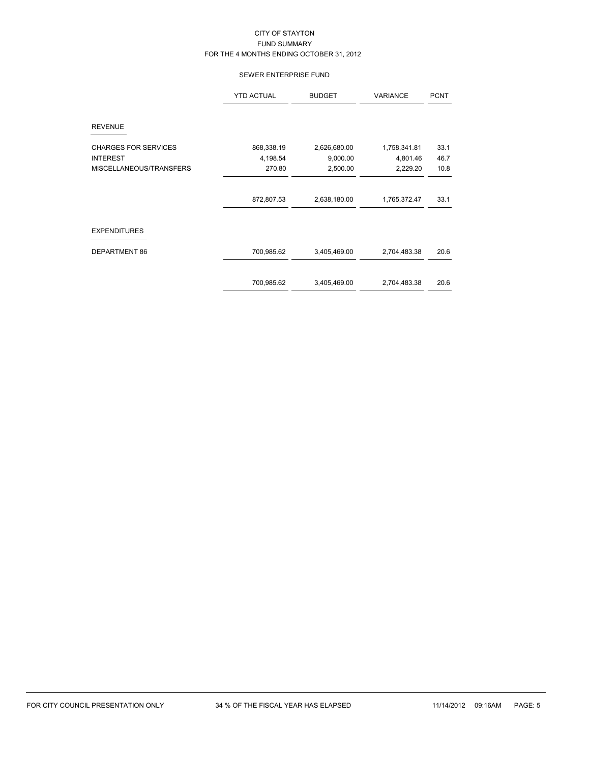# CITY OF STAYTON

## FUND SUMMARY

### FOR THE 4 MONTHS ENDING OCTOBER 31, 2012

#### SEWER ENTERPRISE FUND

| | YTD ACTUAL | BUDGET | VARIANCE | PCNT |
|---|---|---|---|---|
| **REVENUE** | | | | |
| CHARGES FOR SERVICES | 868,338.19 | 2,626,680.00 | 1,758,341.81 | 33.1 |
| INTEREST | 4,198.54 | 9,000.00 | 4,801.46 | 46.7 |
| MISCELLANEOUS/TRANSFERS | 270.80 | 2,500.00 | 2,229.20 | 10.8 |
| | 872,807.53 | 2,638,180.00 | 1,765,372.47 | 33.1 |
| **EXPENDITURES** | | | | |
| DEPARTMENT 86 | 700,985.62 | 3,405,469.00 | 2,704,483.38 | 20.6 |
| | 700,985.62 | 3,405,469.00 | 2,704,483.38 | 20.6 |

FOR CITY COUNCIL PRESENTATION ONLY — 34 % OF THE FISCAL YEAR HAS ELAPSED — 11/14/2012 09:16AM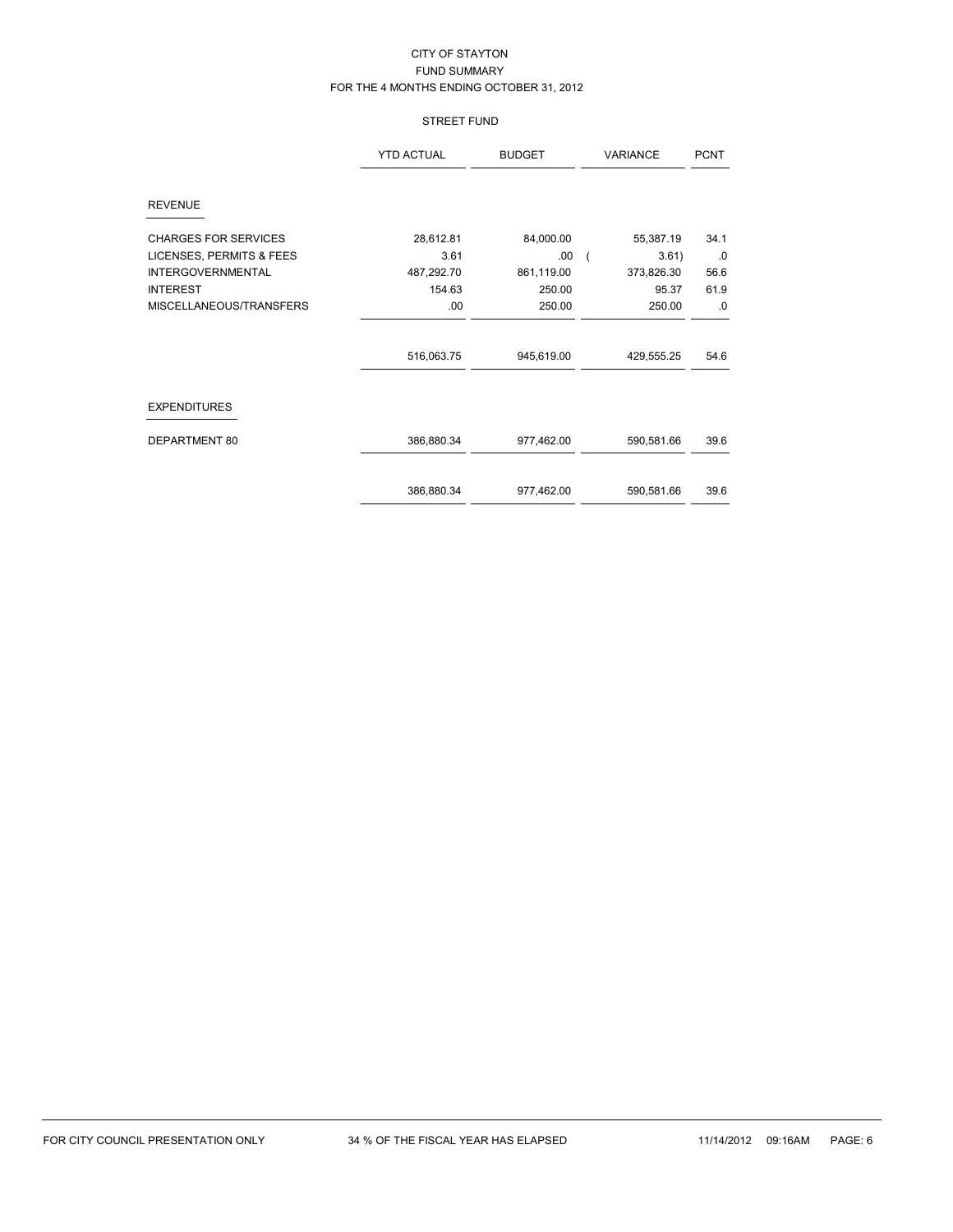# CITY OF STAYTON

## FUND SUMMARY

### FOR THE 4 MONTHS ENDING OCTOBER 31, 2012

### STREET FUND

| | YTD ACTUAL | BUDGET | VARIANCE | PCNT |
|---|---|---|---|---|
| **REVENUE** | | | | |
| CHARGES FOR SERVICES | 28,612.81 | 84,000.00 | 55,387.19 | 34.1 |
| LICENSES, PERMITS & FEES | 3.61 | .00 | ( 3.61) | .0 |
| INTERGOVERNMENTAL | 487,292.70 | 861,119.00 | 373,826.30 | 56.6 |
| INTEREST | 154.63 | 250.00 | 95.37 | 61.9 |
| MISCELLANEOUS/TRANSFERS | .00 | 250.00 | 250.00 | .0 |
| | 516,063.75 | 945,619.00 | 429,555.25 | 54.6 |
| **EXPENDITURES** | | | | |
| DEPARTMENT 80 | 386,880.34 | 977,462.00 | 590,581.66 | 39.6 |
| | 386,880.34 | 977,462.00 | 590,581.66 | 39.6 |

FOR CITY COUNCIL PRESENTATION ONLY — 34 % OF THE FISCAL YEAR HAS ELAPSED — 11/14/2012 09:16AM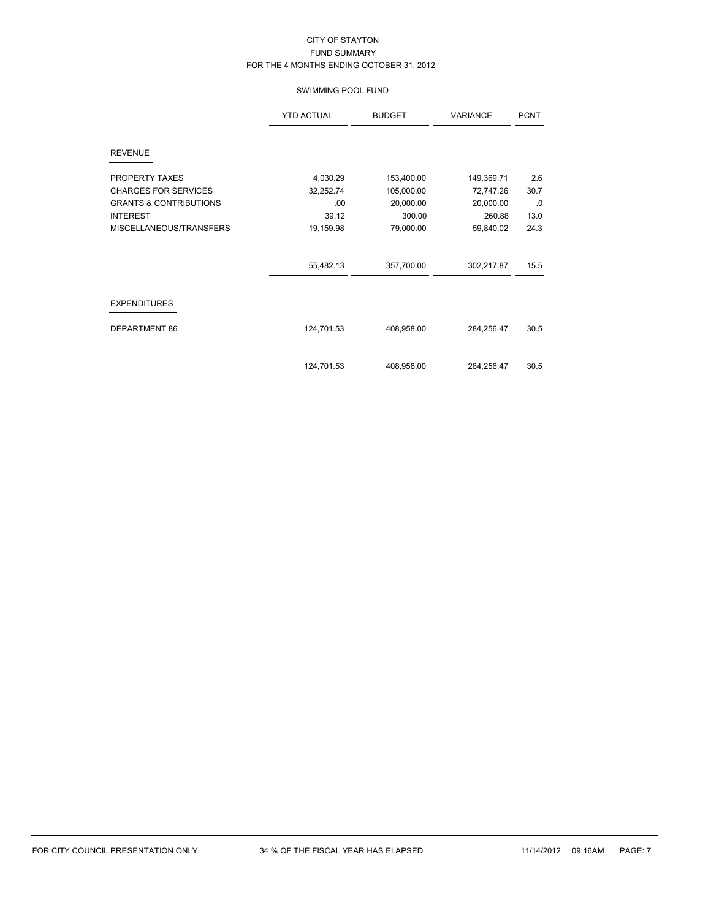CITY OF STAYTON

FUND SUMMARY

FOR THE 4 MONTHS ENDING OCTOBER 31, 2012

SWIMMING POOL FUND

| | YTD ACTUAL | BUDGET | VARIANCE | PCNT |
|---|---|---|---|---|
| **REVENUE** | | | | |
| PROPERTY TAXES | 4,030.29 | 153,400.00 | 149,369.71 | 2.6 |
| CHARGES FOR SERVICES | 32,252.74 | 105,000.00 | 72,747.26 | 30.7 |
| GRANTS & CONTRIBUTIONS | .00 | 20,000.00 | 20,000.00 | .0 |
| INTEREST | 39.12 | 300.00 | 260.88 | 13.0 |
| MISCELLANEOUS/TRANSFERS | 19,159.98 | 79,000.00 | 59,840.02 | 24.3 |
| | 55,482.13 | 357,700.00 | 302,217.87 | 15.5 |
| **EXPENDITURES** | | | | |
| DEPARTMENT 86 | 124,701.53 | 408,958.00 | 284,256.47 | 30.5 |
| | 124,701.53 | 408,958.00 | 284,256.47 | 30.5 |

FOR CITY COUNCIL PRESENTATION ONLY 34 % OF THE FISCAL YEAR HAS ELAPSED 11/14/2012 09:16AM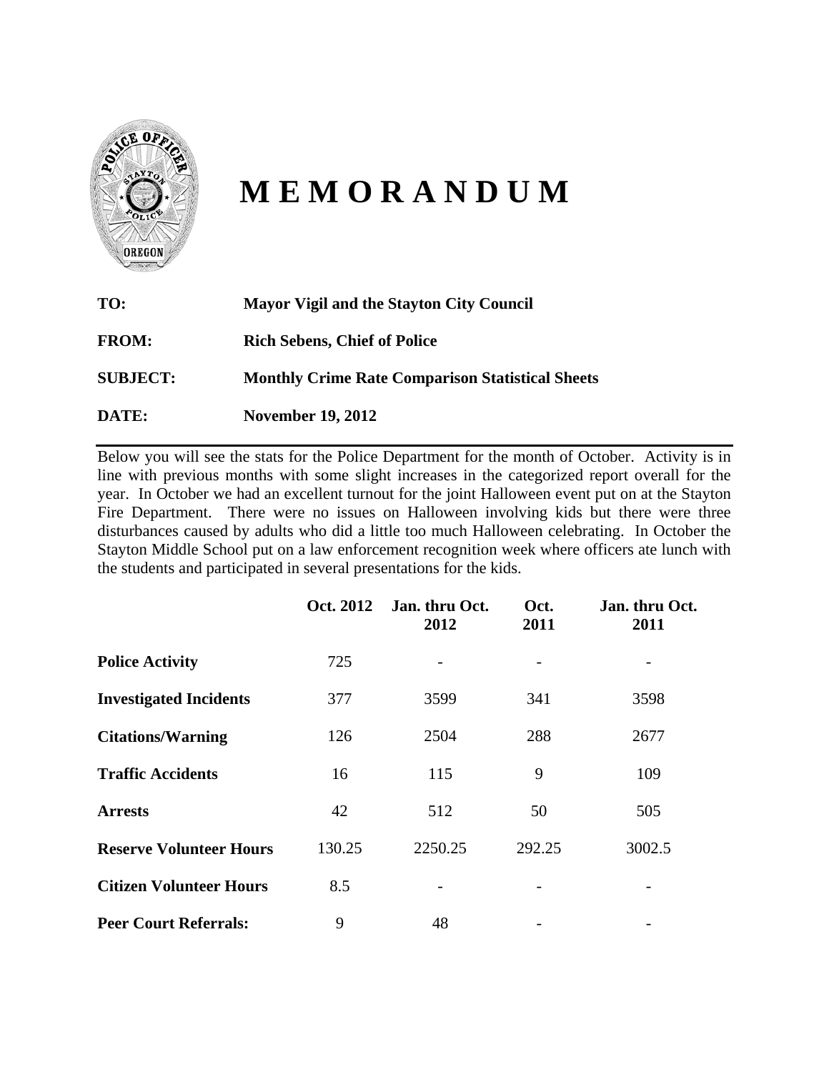# MEMORANDUM

**TO:** **Mayor Vigil and the Stayton City Council**

**FROM:** **Rich Sebens, Chief of Police**

**SUBJECT:** **Monthly Crime Rate Comparison Statistical Sheets**

**DATE:** **November 19, 2012**

---

Below you will see the stats for the Police Department for the month of October. Activity is in line with previous months with some slight increases in the categorized report overall for the year. In October we had an excellent turnout for the joint Halloween event put on at the Stayton Fire Department. There were no issues on Halloween involving kids but there were three disturbances caused by adults who did a little too much Halloween celebrating. In October the Stayton Middle School put on a law enforcement recognition week where officers ate lunch with the students and participated in several presentations for the kids.

| | Oct. 2012 | Jan. thru Oct. 2012 | Oct. 2011 | Jan. thru Oct. 2011 |
|---|---|---|---|---|
| **Police Activity** | 725 | - | - | - |
| **Investigated Incidents** | 377 | 3599 | 341 | 3598 |
| **Citations/Warning** | 126 | 2504 | 288 | 2677 |
| **Traffic Accidents** | 16 | 115 | 9 | 109 |
| **Arrests** | 42 | 512 | 50 | 505 |
| **Reserve Volunteer Hours** | 130.25 | 2250.25 | 292.25 | 3002.5 |
| **Citizen Volunteer Hours** | 8.5 | - | - | - |
| **Peer Court Referrals:** | 9 | 48 | - | - |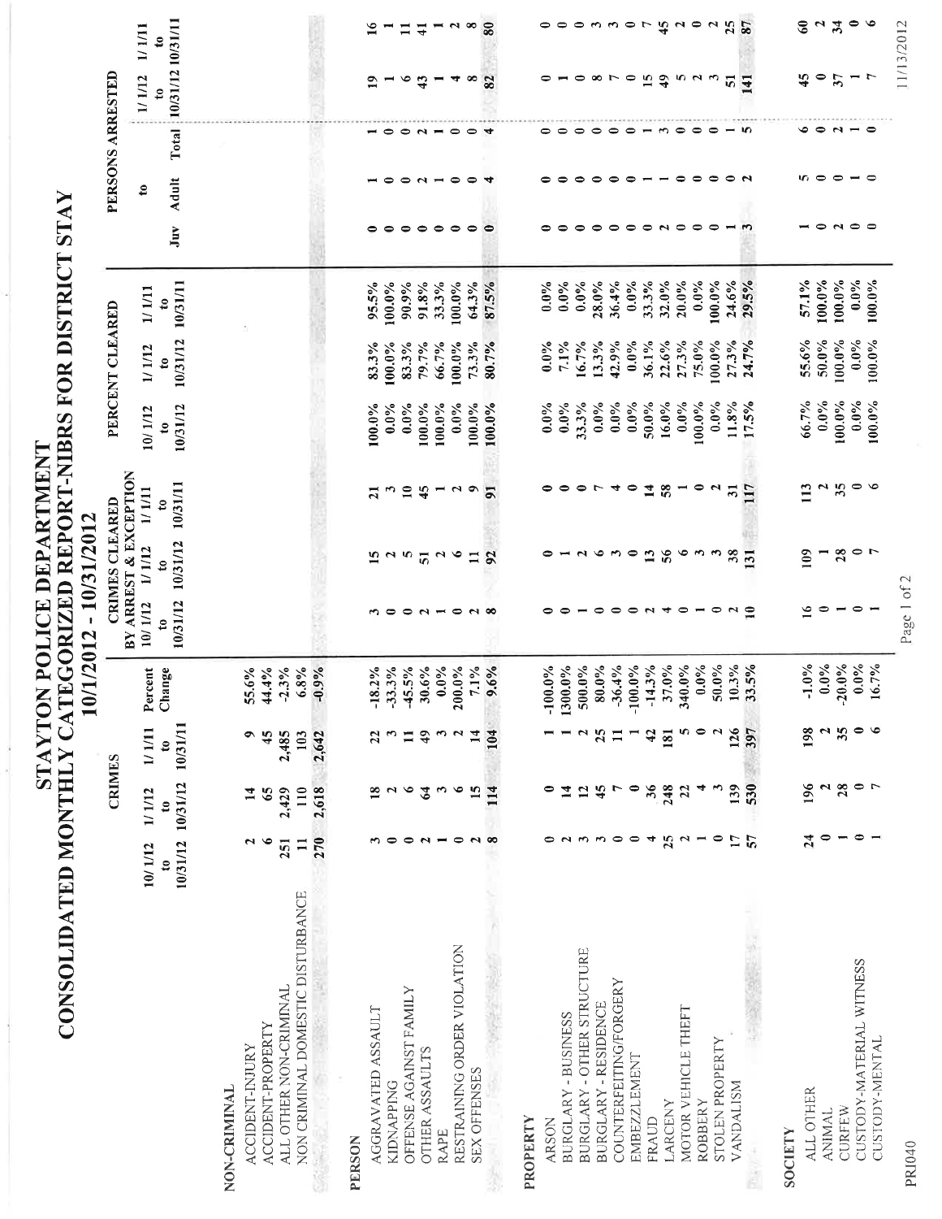# STAYTON POLICE DEPARTMENT
## CONSOLIDATED MONTHLY CATEGORIZED REPORT-NIBRS FOR DISTRICT STAY
### 10/1/2012 - 10/31/2012

| | CRIMES | | | | CRIMES CLEARED BY ARREST & EXCEPTION | | | PERCENT CLEARED | | | PERSONS ARRESTED | | | | |
|---|---|---|---|---|---|---|---|---|---|---|---|---|---|---|---|
| | 10/1/12 to 10/31/12 | 1/1/12 to 10/31/12 | 1/1/11 to 10/31/11 | Percent Change | 10/1/12 to 10/31/12 | 1/1/12 to 10/31/12 | 1/1/11 to 10/31/11 | 10/1/12 to 10/31/12 | 1/1/12 to 10/31/12 | 1/1/11 to 10/31/11 | to Juv | Adult | Total | 1/1/12 to 10/31/12 | 1/1/11 to 10/31/11 |
| **NON-CRIMINAL** | | | | | | | | | | | | | | | |
| ACCIDENT-INJURY | 2 | 14 | 9 | 55.6% | | | | | | | | | | | |
| ACCIDENT-PROPERTY | 6 | 65 | 45 | 44.4% | | | | | | | | | | | |
| ALL OTHER NON-CRIMINAL | 251 | 2,429 | 2,485 | -2.3% | | | | | | | | | | | |
| NON CRIMINAL DOMESTIC DISTURBANCE | 11 | 110 | 103 | 6.8% | | | | | | | | | | | |
| | 270 | 2,618 | 2,642 | -0.9% | | | | | | | | | | | |
| **PERSON** | | | | | | | | | | | | | | | |
| AGGRAVATED ASSAULT | 3 | 18 | 22 | -18.2% | 3 | 15 | 21 | 100.0% | 83.3% | 95.5% | 0 | 1 | 1 | 19 | 16 |
| KIDNAPPING | 0 | 2 | 3 | -33.3% | 0 | 2 | 3 | 0.0% | 100.0% | 100.0% | 0 | 0 | 0 | 1 | 1 |
| OFFENSE AGAINST FAMILY | 0 | 6 | 11 | -45.5% | 0 | 5 | 10 | 0.0% | 83.3% | 90.9% | 0 | 0 | 0 | 6 | 11 |
| OTHER ASSAULTS | 2 | 64 | 49 | 30.6% | 2 | 51 | 45 | 100.0% | 79.7% | 91.8% | 0 | 2 | 2 | 43 | 41 |
| RAPE | 1 | 3 | 3 | 0.0% | 1 | 2 | 1 | 100.0% | 66.7% | 33.3% | 0 | 1 | 1 | 1 | 1 |
| RESTRAINING ORDER VIOLATION | 0 | 6 | 2 | 200.0% | 0 | 6 | 2 | 0.0% | 100.0% | 100.0% | 0 | 0 | 0 | 4 | 2 |
| SEX OFFENSES | 2 | 15 | 14 | 7.1% | 2 | 11 | 9 | 100.0% | 73.3% | 64.3% | 0 | 0 | 0 | 8 | 8 |
| | 8 | 114 | 104 | 9.6% | 8 | 92 | 91 | 100.0% | 80.7% | 87.5% | 0 | 4 | 4 | 82 | 80 |
| **PROPERTY** | | | | | | | | | | | | | | | |
| ARSON | 0 | 0 | 1 | -100.0% | 0 | 0 | 0 | 0.0% | 0.0% | 0.0% | 0 | 0 | 0 | 0 | 0 |
| BURGLARY - BUSINESS | 2 | 14 | 1 | 1300.0% | 0 | 1 | 0 | 0.0% | 7.1% | 0.0% | 0 | 0 | 0 | 1 | 0 |
| BURGLARY - OTHER STRUCTURE | 3 | 12 | 2 | 500.0% | 1 | 2 | 0 | 33.3% | 16.7% | 0.0% | 0 | 0 | 0 | 0 | 0 |
| BURGLARY - RESIDENCE | 3 | 45 | 25 | 80.0% | 0 | 6 | 7 | 0.0% | 13.3% | 28.0% | 0 | 0 | 0 | 8 | 3 |
| COUNTERFEITING/FORGERY | 0 | 7 | 11 | -36.4% | 0 | 3 | 4 | 0.0% | 42.9% | 36.4% | 0 | 0 | 0 | 7 | 3 |
| EMBEZZLEMENT | 0 | 0 | 1 | -100.0% | 0 | 0 | 0 | 0.0% | 0.0% | 0.0% | 0 | 0 | 0 | 0 | 0 |
| FRAUD | 4 | 36 | 42 | -14.3% | 2 | 13 | 14 | 50.0% | 36.1% | 33.3% | 0 | 1 | 1 | 15 | 7 |
| LARCENY | 25 | 248 | 181 | 37.0% | 4 | 56 | 58 | 16.0% | 22.6% | 32.0% | 2 | 1 | 3 | 49 | 45 |
| MOTOR VEHICLE THEFT | 2 | 22 | 5 | 340.0% | 0 | 6 | 1 | 0.0% | 27.3% | 20.0% | 0 | 0 | 0 | 5 | 2 |
| ROBBERY | 1 | 4 | 0 | 0.0% | 1 | 3 | 0 | 100.0% | 75.0% | 0.0% | 0 | 0 | 0 | 2 | 0 |
| STOLEN PROPERTY | 0 | 3 | 2 | 50.0% | 0 | 3 | 2 | 0.0% | 100.0% | 100.0% | 0 | 0 | 0 | 3 | 2 |
| VANDALISM | 17 | 139 | 126 | 10.3% | 2 | 38 | 31 | 11.8% | 27.3% | 24.6% | 1 | 0 | 1 | 51 | 25 |
| | 57 | 530 | 397 | 33.5% | 10 | 131 | 117 | 17.5% | 24.7% | 29.5% | 3 | 2 | 5 | 141 | 87 |
| **SOCIETY** | | | | | | | | | | | | | | | |
| ALL OTHER | 24 | 196 | 198 | -1.0% | 16 | 109 | 113 | 66.7% | 55.6% | 57.1% | 1 | 5 | 6 | 45 | 60 |
| ANIMAL | 0 | 2 | 2 | 0.0% | 0 | 1 | 2 | 0.0% | 50.0% | 100.0% | 0 | 0 | 0 | 0 | 2 |
| CURFEW | 1 | 28 | 35 | -20.0% | 1 | 28 | 35 | 100.0% | 100.0% | 100.0% | 2 | 0 | 2 | 37 | 34 |
| CUSTODY-MATERIAL WITNESS | 0 | 0 | 0 | 0.0% | 0 | 0 | 0 | 0.0% | 0.0% | 0.0% | 0 | 1 | 1 | 1 | 0 |
| CUSTODY-MENTAL | 1 | 7 | 6 | 16.7% | 1 | 7 | 6 | 100.0% | 100.0% | 100.0% | 0 | 0 | 0 | 7 | 6 |

PRI040 11/13/2012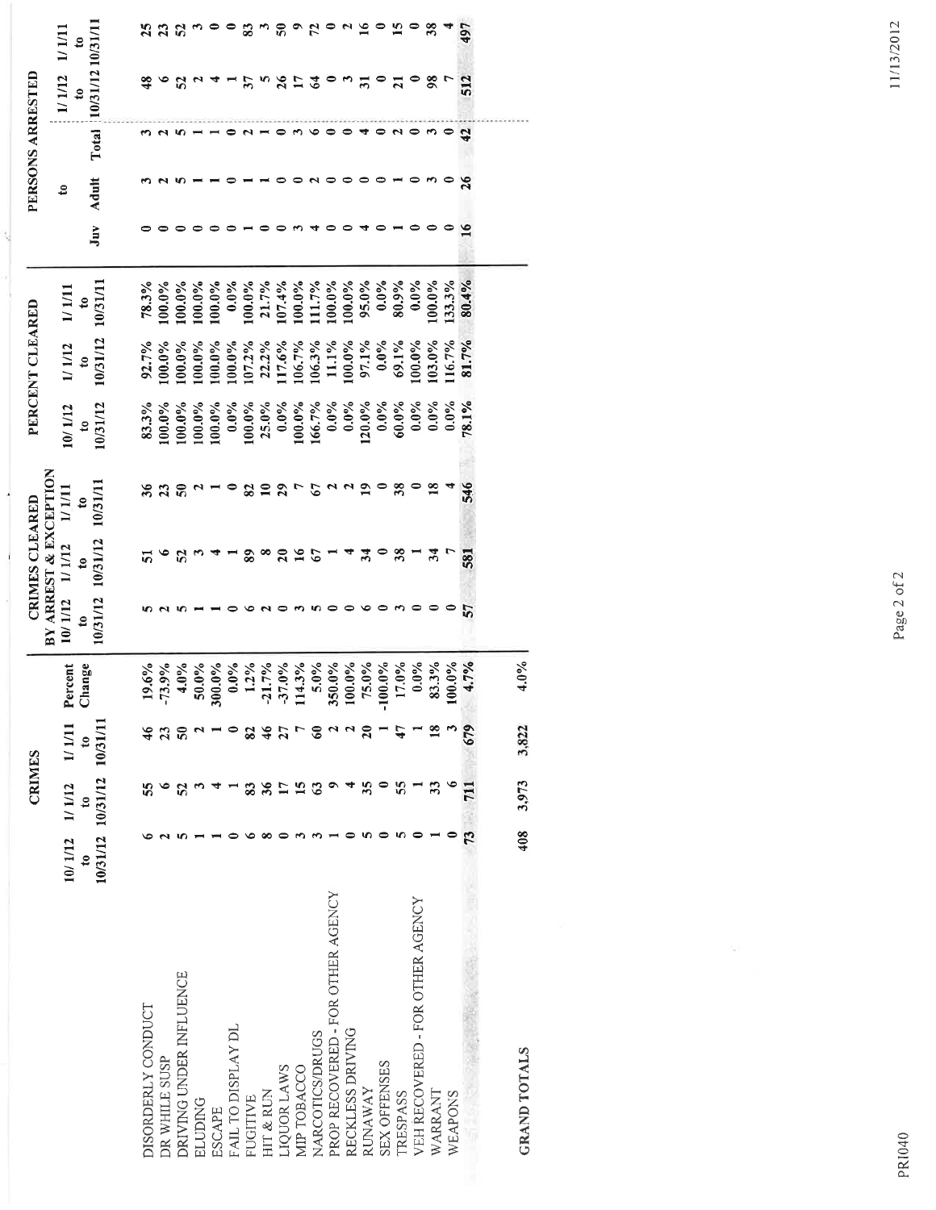| | CRIMES | | | | CRIMES CLEARED BY ARREST & EXCEPTION | | | PERCENT CLEARED | | | PERSONS ARRESTED | | | | |
|---|---|---|---|---|---|---|---|---|---|---|---|---|---|---|---|
| | 10/1/12 to 10/31/12 | 1/1/12 to 10/31/12 | 1/1/11 to 10/31/11 | Percent Change | 10/1/12 to 10/31/12 | 1/1/12 to 10/31/12 | 1/1/11 to 10/31/11 | 10/1/12 to 10/31/12 | 1/1/12 to 10/31/12 | 1/1/11 to 10/31/11 | to Juv | to Adult | Total | 1/1/12 to 10/31/12 | 1/1/11 to 10/31/11 |
| DISORDERLY CONDUCT | 6 | 55 | 46 | 19.6% | 5 | 51 | 36 | 83.3% | 92.7% | 78.3% | 0 | 3 | 3 | 48 | 25 |
| DR WHILE SUSP | 2 | 6 | 23 | -73.9% | 2 | 6 | 23 | 100.0% | 100.0% | 100.0% | 0 | 2 | 2 | 6 | 23 |
| DRIVING UNDER INFLUENCE | 5 | 52 | 50 | 4.0% | 5 | 52 | 50 | 100.0% | 100.0% | 100.0% | 0 | 5 | 5 | 52 | 52 |
| ELUDING | 1 | 3 | 2 | 50.0% | 1 | 3 | 2 | 100.0% | 100.0% | 100.0% | 0 | 1 | 1 | 2 | 3 |
| ESCAPE | 1 | 4 | 1 | 300.0% | 1 | 4 | 1 | 100.0% | 100.0% | 100.0% | 0 | 1 | 1 | 4 | 0 |
| FAIL TO DISPLAY DL | 0 | 1 | 0 | 0.0% | 0 | 1 | 0 | 0.0% | 100.0% | 0.0% | 0 | 0 | 0 | 1 | 0 |
| FUGITIVE | 6 | 83 | 82 | 1.2% | 6 | 89 | 82 | 100.0% | 107.2% | 100.0% | 1 | 1 | 2 | 37 | 83 |
| HIT & RUN | 8 | 36 | 46 | -21.7% | 2 | 8 | 10 | 25.0% | 22.2% | 21.7% | 0 | 1 | 1 | 5 | 3 |
| LIQUOR LAWS | 0 | 17 | 27 | -37.0% | 0 | 20 | 29 | 0.0% | 117.6% | 107.4% | 0 | 0 | 0 | 26 | 50 |
| MIP TOBACCO | 3 | 15 | 7 | 114.3% | 3 | 16 | 7 | 100.0% | 106.7% | 100.0% | 3 | 0 | 3 | 17 | 9 |
| NARCOTICS/DRUGS | 3 | 63 | 60 | 5.0% | 5 | 67 | 67 | 166.7% | 106.3% | 111.7% | 4 | 2 | 6 | 64 | 72 |
| PROP RECOVERED - FOR OTHER AGENCY | 1 | 9 | 2 | 350.0% | 0 | 1 | 2 | 0.0% | 11.1% | 100.0% | 0 | 0 | 0 | 0 | 0 |
| RECKLESS DRIVING | 0 | 4 | 2 | 100.0% | 0 | 4 | 2 | 0.0% | 100.0% | 100.0% | 0 | 0 | 0 | 3 | 2 |
| RUNAWAY | 5 | 35 | 20 | 75.0% | 6 | 34 | 19 | 120.0% | 97.1% | 95.0% | 4 | 0 | 4 | 31 | 16 |
| SEX OFFENSES | 0 | 0 | 1 | -100.0% | 0 | 0 | 0 | 0.0% | 0.0% | 0.0% | 0 | 0 | 0 | 0 | 0 |
| TRESPASS | 5 | 55 | 47 | 17.0% | 3 | 38 | 38 | 60.0% | 69.1% | 80.9% | 1 | 1 | 2 | 21 | 15 |
| VEH RECOVERED - FOR OTHER AGENCY | 0 | 1 | 1 | 0.0% | 0 | 1 | 0 | 0.0% | 100.0% | 0.0% | 0 | 0 | 0 | 0 | 0 |
| WARRANT | 1 | 33 | 18 | 83.3% | 0 | 34 | 18 | 0.0% | 103.0% | 100.0% | 0 | 3 | 3 | 98 | 38 |
| WEAPONS | 0 | 6 | 3 | 100.0% | 0 | 7 | 4 | 0.0% | 116.7% | 133.3% | 0 | 0 | 0 | 7 | 4 |
| | 73 | 711 | 679 | 4.7% | 57 | 581 | 546 | 78.1% | 81.7% | 80.4% | 16 | 26 | 42 | 512 | 497 |
| **GRAND TOTALS** | 408 | 3,973 | 3,822 | 4.0% | | | | | | | | | | | |

PRI040

11/13/2012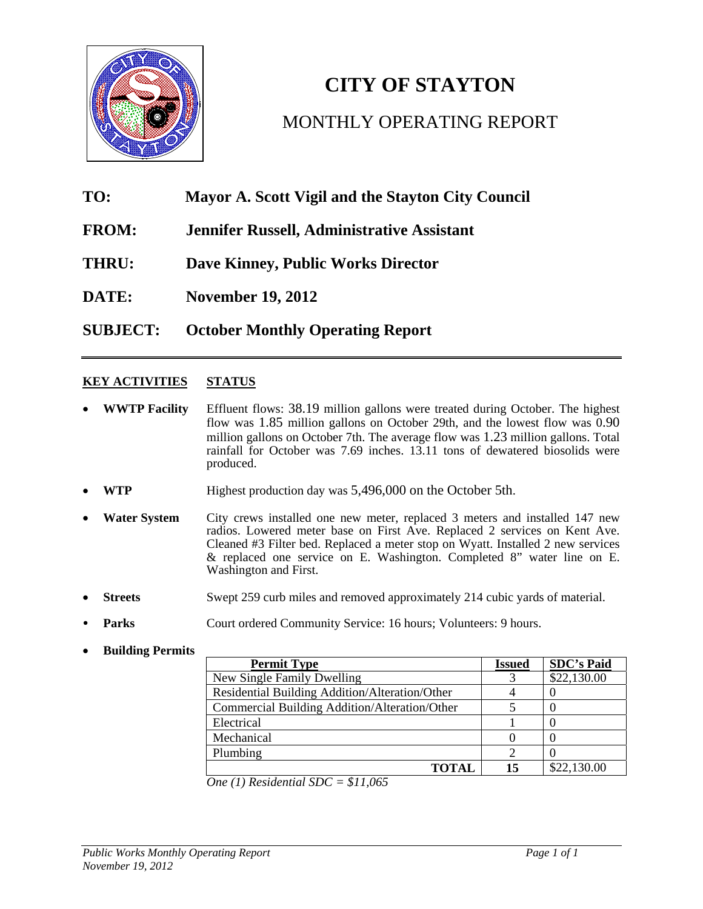# CITY OF STAYTON

## MONTHLY OPERATING REPORT

**TO:** **Mayor A. Scott Vigil and the Stayton City Council**

**FROM:** **Jennifer Russell, Administrative Assistant**

**THRU:** **Dave Kinney, Public Works Director**

**DATE:** **November 19, 2012**

**SUBJECT:** **October Monthly Operating Report**

---

**KEY ACTIVITIES** **STATUS**

- **WWTP Facility** Effluent flows: 38.19 million gallons were treated during October. The highest flow was 1.85 million gallons on October 29th, and the lowest flow was 0.90 million gallons on October 7th. The average flow was 1.23 million gallons. Total rainfall for October was 7.69 inches. 13.11 tons of dewatered biosolids were produced.

- **WTP** Highest production day was 5,496,000 on the October 5th.

- **Water System** City crews installed one new meter, replaced 3 meters and installed 147 new radios. Lowered meter base on First Ave. Replaced 2 services on Kent Ave. Cleaned #3 Filter bed. Replaced a meter stop on Wyatt. Installed 2 new services & replaced one service on E. Washington. Completed 8" water line on E. Washington and First.

- **Streets** Swept 259 curb miles and removed approximately 214 cubic yards of material.

- **Parks** Court ordered Community Service: 16 hours; Volunteers: 9 hours.

- **Building Permits**

| Permit Type | Issued | SDC's Paid |
|---|---|---|
| New Single Family Dwelling | 3 | $22,130.00 |
| Residential Building Addition/Alteration/Other | 4 | 0 |
| Commercial Building Addition/Alteration/Other | 5 | 0 |
| Electrical | 1 | 0 |
| Mechanical | 0 | 0 |
| Plumbing | 2 | 0 |
| **TOTAL** | **15** | $22,130.00 |

*One (1) Residential SDC = $11,065*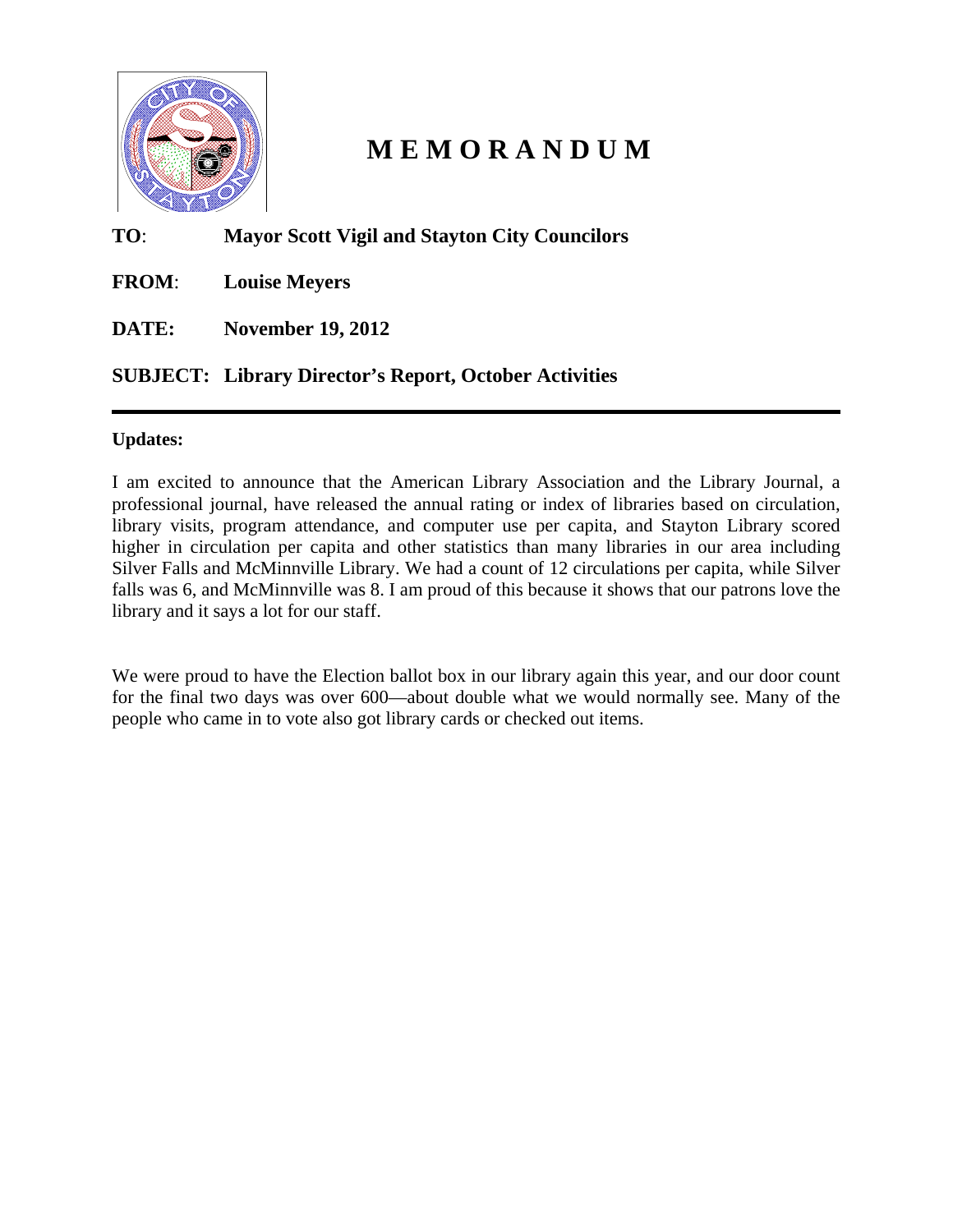# MEMORANDUM

**TO**: **Mayor Scott Vigil and Stayton City Councilors**

**FROM**: **Louise Meyers**

**DATE:** **November 19, 2012**

**SUBJECT: Library Director's Report, October Activities**

---

**Updates:**

I am excited to announce that the American Library Association and the Library Journal, a professional journal, have released the annual rating or index of libraries based on circulation, library visits, program attendance, and computer use per capita, and Stayton Library scored higher in circulation per capita and other statistics than many libraries in our area including Silver Falls and McMinnville Library. We had a count of 12 circulations per capita, while Silver falls was 6, and McMinnville was 8. I am proud of this because it shows that our patrons love the library and it says a lot for our staff.

We were proud to have the Election ballot box in our library again this year, and our door count for the final two days was over 600—about double what we would normally see. Many of the people who came in to vote also got library cards or checked out items.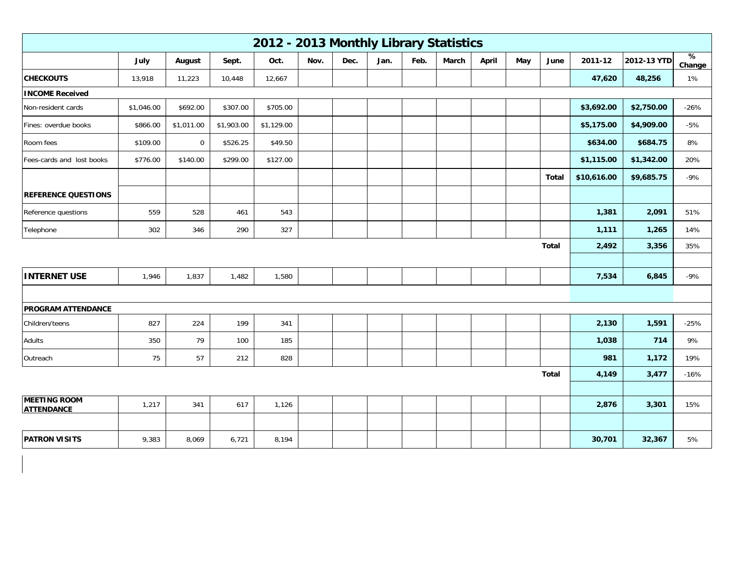# 2012 - 2013 Monthly Library Statistics

| | July | August | Sept. | Oct. | Nov. | Dec. | Jan. | Feb. | March | April | May | June | 2011-12 | 2012-13 YTD | % Change |
|---|---|---|---|---|---|---|---|---|---|---|---|---|---|---|---|
| **CHECKOUTS** | 13,918 | 11,223 | 10,448 | 12,667 | | | | | | | | | **47,620** | **48,256** | 1% |
| **INCOME Received** | | | | | | | | | | | | | | | |
| Non-resident cards | $1,046.00 | $692.00 | $307.00 | $705.00 | | | | | | | | | **$3,692.00** | **$2,750.00** | -26% |
| Fines: overdue books | $866.00 | $1,011.00 | $1,903.00 | $1,129.00 | | | | | | | | | **$5,175.00** | **$4,909.00** | -5% |
| Room fees | $109.00 | 0 | $526.25 | $49.50 | | | | | | | | | **$634.00** | **$684.75** | 8% |
| Fees-cards and lost books | $776.00 | $140.00 | $299.00 | $127.00 | | | | | | | | | **$1,115.00** | **$1,342.00** | 20% |
| | | | | | | | | | | | | **Total** | **$10,616.00** | **$9,685.75** | -9% |
| **REFERENCE QUESTIONS** | | | | | | | | | | | | | | | |
| Reference questions | 559 | 528 | 461 | 543 | | | | | | | | | **1,381** | **2,091** | 51% |
| Telephone | 302 | 346 | 290 | 327 | | | | | | | | | **1,111** | **1,265** | 14% |
| | | | | | | | | | | | | **Total** | **2,492** | **3,356** | 35% |
| **INTERNET USE** | 1,946 | 1,837 | 1,482 | 1,580 | | | | | | | | | **7,534** | **6,845** | -9% |
| **PROGRAM ATTENDANCE** | | | | | | | | | | | | | | | |
| Children/teens | 827 | 224 | 199 | 341 | | | | | | | | | **2,130** | **1,591** | -25% |
| Adults | 350 | 79 | 100 | 185 | | | | | | | | | **1,038** | **714** | 9% |
| Outreach | 75 | 57 | 212 | 828 | | | | | | | | | **981** | **1,172** | 19% |
| | | | | | | | | | | | | **Total** | **4,149** | **3,477** | -16% |
| **MEETING ROOM ATTENDANCE** | 1,217 | 341 | 617 | 1,126 | | | | | | | | | **2,876** | **3,301** | 15% |
| **PATRON VISITS** | 9,383 | 8,069 | 6,721 | 8,194 | | | | | | | | | **30,701** | **32,367** | 5% |